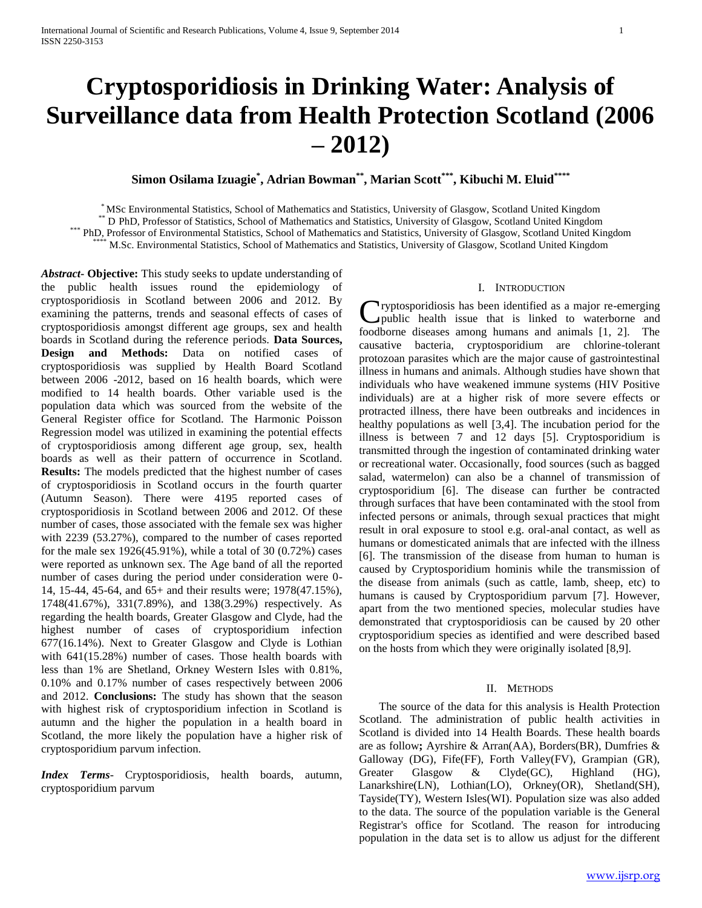# Cryptosporidiosis in Drinking Water: Analysis of Surveillance data from Health Protection Scotland (2006 – 2012)

**Simon Osilama Izuagie[*], Adrian Bowman[**], Marian Scott[***], Kibuchi M. Eluid[****]**

[*] MSc Environmental Statistics, School of Mathematics and Statistics, University of Glasgow, Scotland United Kingdom
[**] D PhD, Professor of Statistics, School of Mathematics and Statistics, University of Glasgow, Scotland United Kingdom
[***] PhD, Professor of Environmental Statistics, School of Mathematics and Statistics, University of Glasgow, Scotland United Kingdom
[****] M.Sc. Environmental Statistics, School of Mathematics and Statistics, University of Glasgow, Scotland United Kingdom

***Abstract*- Objective:** This study seeks to update understanding of the public health issues round the epidemiology of cryptosporidiosis in Scotland between 2006 and 2012. By examining the patterns, trends and seasonal effects of cases of cryptosporidiosis amongst different age groups, sex and health boards in Scotland during the reference periods. **Data Sources, Design and Methods:** Data on notified cases of cryptosporidiosis was supplied by Health Board Scotland between 2006 -2012, based on 16 health boards, which were modified to 14 health boards. Other variable used is the population data which was sourced from the website of the General Register office for Scotland. The Harmonic Poisson Regression model was utilized in examining the potential effects of cryptosporidiosis among different age group, sex, health boards as well as their pattern of occurrence in Scotland. **Results:** The models predicted that the highest number of cases of cryptosporidiosis in Scotland occurs in the fourth quarter (Autumn Season). There were 4195 reported cases of cryptosporidiosis in Scotland between 2006 and 2012. Of these number of cases, those associated with the female sex was higher with 2239 (53.27%), compared to the number of cases reported for the male sex 1926(45.91%), while a total of 30 (0.72%) cases were reported as unknown sex. The Age band of all the reported number of cases during the period under consideration were 0-14, 15-44, 45-64, and 65+ and their results were; 1978(47.15%), 1748(41.67%), 331(7.89%), and 138(3.29%) respectively. As regarding the health boards, Greater Glasgow and Clyde, had the highest number of cases of cryptosporidium infection 677(16.14%). Next to Greater Glasgow and Clyde is Lothian with 641(15.28%) number of cases. Those health boards with less than 1% are Shetland, Orkney Western Isles with 0.81%, 0.10% and 0.17% number of cases respectively between 2006 and 2012. **Conclusions:** The study has shown that the season with highest risk of cryptosporidium infection in Scotland is autumn and the higher the population in a health board in Scotland, the more likely the population have a higher risk of cryptosporidium parvum infection.

***Index Terms*-** Cryptosporidiosis, health boards, autumn, cryptosporidium parvum

## I. Introduction

Cryptosporidiosis has been identified as a major re-emerging public health issue that is linked to waterborne and foodborne diseases among humans and animals [1, 2]. The causative bacteria, cryptosporidium are chlorine-tolerant protozoan parasites which are the major cause of gastrointestinal illness in humans and animals. Although studies have shown that individuals who have weakened immune systems (HIV Positive individuals) are at a higher risk of more severe effects or protracted illness, there have been outbreaks and incidences in healthy populations as well [3,4]. The incubation period for the illness is between 7 and 12 days [5]. Cryptosporidium is transmitted through the ingestion of contaminated drinking water or recreational water. Occasionally, food sources (such as bagged salad, watermelon) can also be a channel of transmission of cryptosporidium [6]. The disease can further be contracted through surfaces that have been contaminated with the stool from infected persons or animals, through sexual practices that might result in oral exposure to stool e.g. oral-anal contact, as well as humans or domesticated animals that are infected with the illness [6]. The transmission of the disease from human to human is caused by Cryptosporidium hominis while the transmission of the disease from animals (such as cattle, lamb, sheep, etc) to humans is caused by Cryptosporidium parvum [7]. However, apart from the two mentioned species, molecular studies have demonstrated that cryptosporidiosis can be caused by 20 other cryptosporidium species as identified and were described based on the hosts from which they were originally isolated [8,9].

## II. Methods

The source of the data for this analysis is Health Protection Scotland. The administration of public health activities in Scotland is divided into 14 Health Boards. These health boards are as follow**;** Ayrshire & Arran(AA), Borders(BR), Dumfries & Galloway (DG), Fife(FF), Forth Valley(FV), Grampian (GR), Greater Glasgow & Clyde(GC), Highland (HG), Lanarkshire(LN), Lothian(LO), Orkney(OR), Shetland(SH), Tayside(TY), Western Isles(WI). Population size was also added to the data. The source of the population variable is the General Registrar's office for Scotland. The reason for introducing population in the data set is to allow us adjust for the different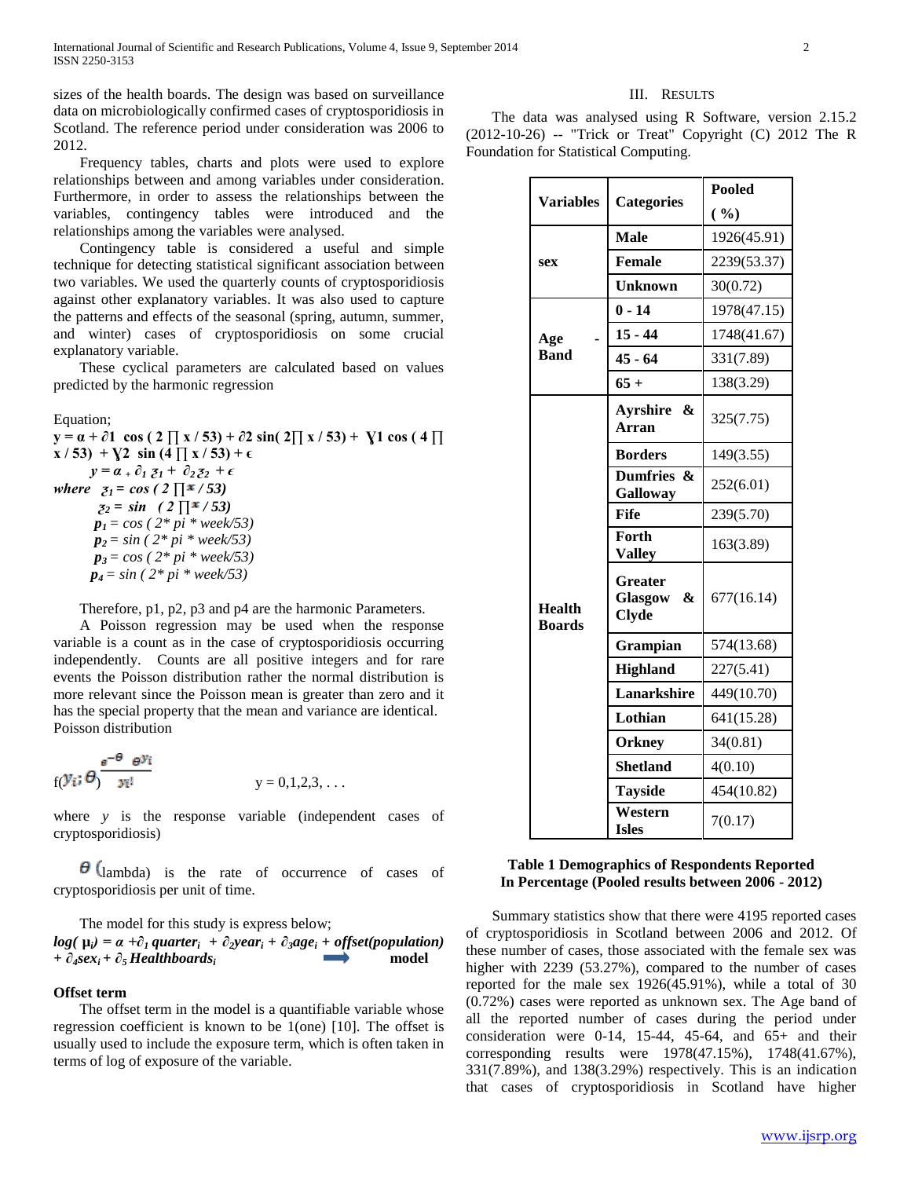sizes of the health boards. The design was based on surveillance data on microbiologically confirmed cases of cryptosporidiosis in Scotland. The reference period under consideration was 2006 to 2012.

Frequency tables, charts and plots were used to explore relationships between and among variables under consideration. Furthermore, in order to assess the relationships between the variables, contingency tables were introduced and the relationships among the variables were analysed.

Contingency table is considered a useful and simple technique for detecting statistical significant association between two variables. We used the quarterly counts of cryptosporidiosis against other explanatory variables. It was also used to capture the patterns and effects of the seasonal (spring, autumn, summer, and winter) cases of cryptosporidiosis on some crucial explanatory variable.

These cyclical parameters are calculated based on values predicted by the harmonic regression

Equation;

$$y = \alpha + \partial 1 \cos(2\prod x/53) + \partial 2 \sin(2\prod x/53) + \gamma 1 \cos(4\prod x/53) + \gamma 2 \sin(4\prod x/53) + \epsilon$$

$$y = \alpha + \partial_1 z_1 + \partial_2 z_2 + \epsilon$$

*where* $z_1 = \cos(2\prod x/53)$

$z_2 = \sin(2\prod x/53)$

$p_1 = \cos(2*pi*week/53)$

$p_2 = \sin(2*pi*week/53)$

$p_3 = \cos(2*pi*week/53)$

$p_4 = \sin(2*pi*week/53)$

Therefore, p1, p2, p3 and p4 are the harmonic Parameters.

A Poisson regression may be used when the response variable is a count as in the case of cryptosporidiosis occurring independently. Counts are all positive integers and for rare events the Poisson distribution rather the normal distribution is more relevant since the Poisson mean is greater than zero and it has the special property that the mean and variance are identical.

Poisson distribution

$$f(y_i; \theta) \frac{e^{-\theta} \theta^{y_i}}{y_i!} \qquad y = 0,1,2,3,\ldots$$

where $y$ is the response variable (independent cases of cryptosporidiosis)

$\theta$ (lambda) is the rate of occurrence of cases of cryptosporidiosis per unit of time.

The model for this study is express below;

$$\log(\mu_i) = \alpha + \partial_1 quarter_i + \partial_2 year_i + \partial_3 age_i + offset(population) + \partial_4 sex_i + \partial_5 Healthboards_i \quad \Rightarrow \quad \textbf{model}$$

**Offset term**

The offset term in the model is a quantifiable variable whose regression coefficient is known to be 1(one) [10]. The offset is usually used to include the exposure term, which is often taken in terms of log of exposure of the variable.

## III. Results

The data was analysed using R Software, version 2.15.2 (2012-10-26) -- "Trick or Treat" Copyright (C) 2012 The R Foundation for Statistical Computing.

| Variables | Categories | Pooled (%) |
|---|---|---|
| sex | Male | 1926(45.91) |
| | Female | 2239(53.37) |
| | Unknown | 30(0.72) |
| Age - Band | 0 - 14 | 1978(47.15) |
| | 15 - 44 | 1748(41.67) |
| | 45 - 64 | 331(7.89) |
| | 65 + | 138(3.29) |
| Health Boards | Ayrshire & Arran | 325(7.75) |
| | Borders | 149(3.55) |
| | Dumfries & Galloway | 252(6.01) |
| | Fife | 239(5.70) |
| | Forth Valley | 163(3.89) |
| | Greater Glasgow & Clyde | 677(16.14) |
| | Grampian | 574(13.68) |
| | Highland | 227(5.41) |
| | Lanarkshire | 449(10.70) |
| | Lothian | 641(15.28) |
| | Orkney | 34(0.81) |
| | Shetland | 4(0.10) |
| | Tayside | 454(10.82) |
| | Western Isles | 7(0.17) |

**Table 1 Demographics of Respondents Reported In Percentage (Pooled results between 2006 - 2012)**

Summary statistics show that there were 4195 reported cases of cryptosporidiosis in Scotland between 2006 and 2012. Of these number of cases, those associated with the female sex was higher with 2239 (53.27%), compared to the number of cases reported for the male sex 1926(45.91%), while a total of 30 (0.72%) cases were reported as unknown sex. The Age band of all the reported number of cases during the period under consideration were 0-14, 15-44, 45-64, and 65+ and their corresponding results were 1978(47.15%), 1748(41.67%), 331(7.89%), and 138(3.29%) respectively. This is an indication that cases of cryptosporidiosis in Scotland have higher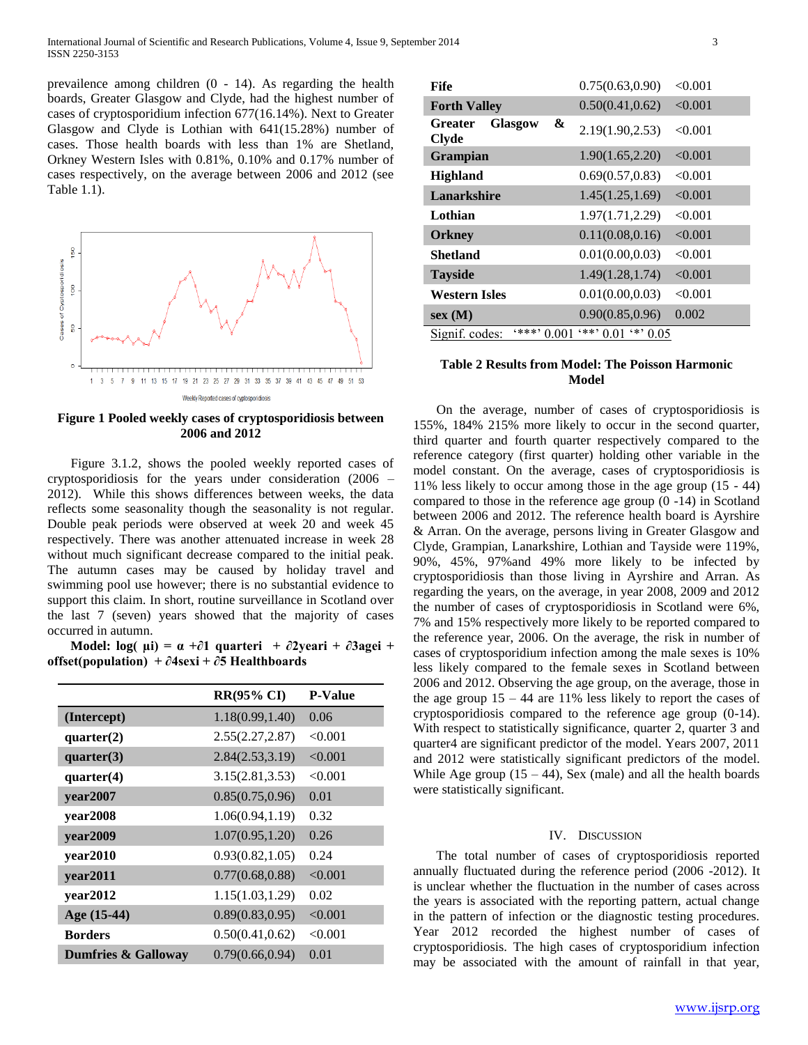prevailence among children (0 - 14). As regarding the health boards, Greater Glasgow and Clyde, had the highest number of cases of cryptosporidium infection 677(16.14%). Next to Greater Glasgow and Clyde is Lothian with 641(15.28%) number of cases. Those health boards with less than 1% are Shetland, Orkney Western Isles with 0.81%, 0.10% and 0.17% number of cases respectively, on the average between 2006 and 2012 (see Table 1.1).

**Figure 1 Pooled weekly cases of cryptosporidiosis between 2006 and 2012**

Figure 3.1.2, shows the pooled weekly reported cases of cryptosporidiosis for the years under consideration (2006 – 2012). While this shows differences between weeks, the data reflects some seasonality though the seasonality is not regular. Double peak periods were observed at week 20 and week 45 respectively. There was another attenuated increase in week 28 without much significant decrease compared to the initial peak. The autumn cases may be caused by holiday travel and swimming pool use however; there is no substantial evidence to support this claim. In short, routine surveillance in Scotland over the last 7 (seven) years showed that the majority of cases occurred in autumn.

**Model:** $\log(\mu i) = \alpha + \partial 1$ quarteri $+ \partial 2$yeari $+ \partial 3$agei + offset(population) $+ \partial 4$sexi $+ \partial 5$ Healthboards

| | RR(95% CI) | P-Value |
|---|---|---|
| **(Intercept)** | 1.18(0.99,1.40) | 0.06 |
| **quarter(2)** | 2.55(2.27,2.87) | <0.001 |
| **quarter(3)** | 2.84(2.53,3.19) | <0.001 |
| **quarter(4)** | 3.15(2.81,3.53) | <0.001 |
| **year2007** | 0.85(0.75,0.96) | 0.01 |
| **year2008** | 1.06(0.94,1.19) | 0.32 |
| **year2009** | 1.07(0.95,1.20) | 0.26 |
| **year2010** | 0.93(0.82,1.05) | 0.24 |
| **year2011** | 0.77(0.68,0.88) | <0.001 |
| **year2012** | 1.15(1.03,1.29) | 0.02 |
| **Age (15-44)** | 0.89(0.83,0.95) | <0.001 |
| **Borders** | 0.50(0.41,0.62) | <0.001 |
| **Dumfries & Galloway** | 0.79(0.66,0.94) | 0.01 |
| **Fife** | 0.75(0.63,0.90) | <0.001 |
| **Forth Valley** | 0.50(0.41,0.62) | <0.001 |
| **Greater Glasgow & Clyde** | 2.19(1.90,2.53) | <0.001 |
| **Grampian** | 1.90(1.65,2.20) | <0.001 |
| **Highland** | 0.69(0.57,0.83) | <0.001 |
| **Lanarkshire** | 1.45(1.25,1.69) | <0.001 |
| **Lothian** | 1.97(1.71,2.29) | <0.001 |
| **Orkney** | 0.11(0.08,0.16) | <0.001 |
| **Shetland** | 0.01(0.00,0.03) | <0.001 |
| **Tayside** | 1.49(1.28,1.74) | <0.001 |
| **Western Isles** | 0.01(0.00,0.03) | <0.001 |
| **sex (M)** | 0.90(0.85,0.96) | 0.002 |

Signif. codes: '***' 0.001 '**' 0.01 '*' 0.05

**Table 2 Results from Model: The Poisson Harmonic Model**

On the average, number of cases of cryptosporidiosis is 155%, 184% 215% more likely to occur in the second quarter, third quarter and fourth quarter respectively compared to the reference category (first quarter) holding other variable in the model constant. On the average, cases of cryptosporidiosis is 11% less likely to occur among those in the age group (15 - 44) compared to those in the reference age group (0 -14) in Scotland between 2006 and 2012. The reference health board is Ayrshire & Arran. On the average, persons living in Greater Glasgow and Clyde, Grampian, Lanarkshire, Lothian and Tayside were 119%, 90%, 45%, 97%and 49% more likely to be infected by cryptosporidiosis than those living in Ayrshire and Arran. As regarding the years, on the average, in year 2008, 2009 and 2012 the number of cases of cryptosporidiosis in Scotland were 6%, 7% and 15% respectively more likely to be reported compared to the reference year, 2006. On the average, the risk in number of cases of cryptosporidium infection among the male sexes is 10% less likely compared to the female sexes in Scotland between 2006 and 2012. Observing the age group, on the average, those in the age group 15 – 44 are 11% less likely to report the cases of cryptosporidiosis compared to the reference age group (0-14). With respect to statistically significance, quarter 2, quarter 3 and quarter4 are significant predictor of the model. Years 2007, 2011 and 2012 were statistically significant predictors of the model. While Age group (15 – 44), Sex (male) and all the health boards were statistically significant.

## IV. Discussion

The total number of cases of cryptosporidiosis reported annually fluctuated during the reference period (2006 -2012). It is unclear whether the fluctuation in the number of cases across the years is associated with the reporting pattern, actual change in the pattern of infection or the diagnostic testing procedures. Year 2012 recorded the highest number of cases of cryptosporidiosis. The high cases of cryptosporidium infection may be associated with the amount of rainfall in that year,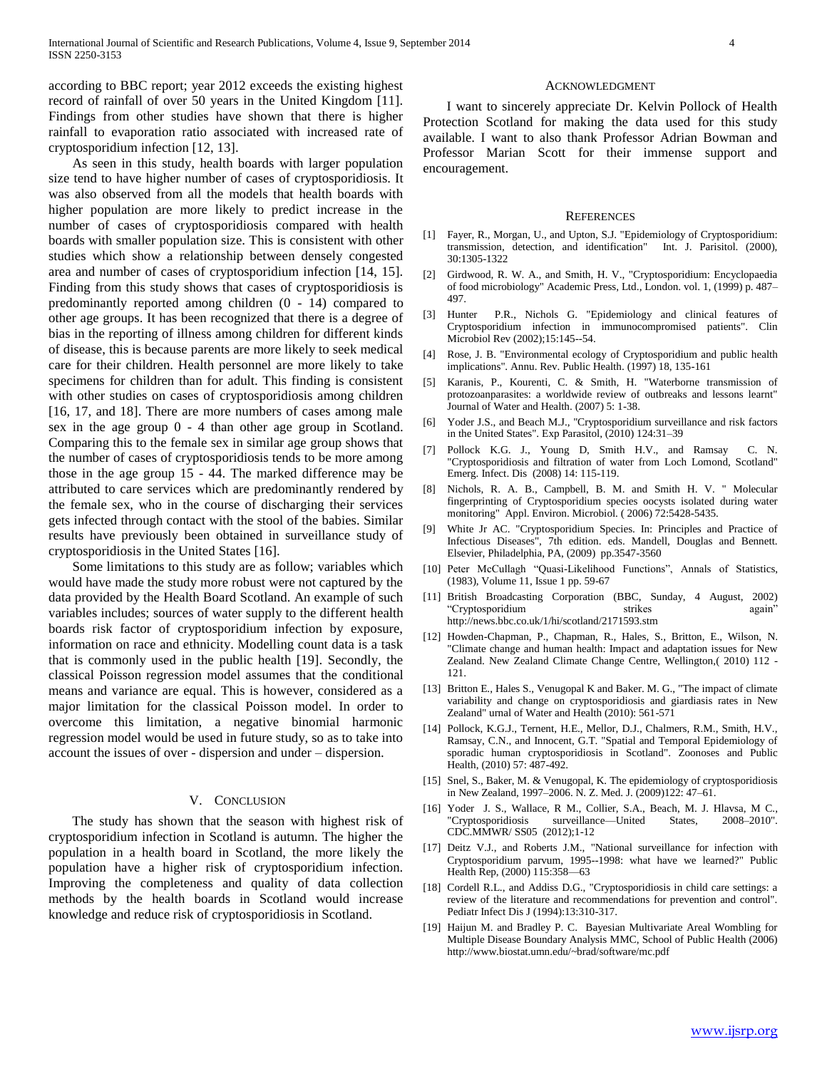according to BBC report; year 2012 exceeds the existing highest record of rainfall of over 50 years in the United Kingdom [11]. Findings from other studies have shown that there is higher rainfall to evaporation ratio associated with increased rate of cryptosporidium infection [12, 13].

As seen in this study, health boards with larger population size tend to have higher number of cases of cryptosporidiosis. It was also observed from all the models that health boards with higher population are more likely to predict increase in the number of cases of cryptosporidiosis compared with health boards with smaller population size. This is consistent with other studies which show a relationship between densely congested area and number of cases of cryptosporidium infection [14, 15]. Finding from this study shows that cases of cryptosporidiosis is predominantly reported among children (0 - 14) compared to other age groups. It has been recognized that there is a degree of bias in the reporting of illness among children for different kinds of disease, this is because parents are more likely to seek medical care for their children. Health personnel are more likely to take specimens for children than for adult. This finding is consistent with other studies on cases of cryptosporidiosis among children [16, 17, and 18]. There are more numbers of cases among male sex in the age group 0 - 4 than other age group in Scotland. Comparing this to the female sex in similar age group shows that the number of cases of cryptosporidiosis tends to be more among those in the age group 15 - 44. The marked difference may be attributed to care services which are predominantly rendered by the female sex, who in the course of discharging their services gets infected through contact with the stool of the babies. Similar results have previously been obtained in surveillance study of cryptosporidiosis in the United States [16].

Some limitations to this study are as follow; variables which would have made the study more robust were not captured by the data provided by the Health Board Scotland. An example of such variables includes; sources of water supply to the different health boards risk factor of cryptosporidium infection by exposure, information on race and ethnicity. Modelling count data is a task that is commonly used in the public health [19]. Secondly, the classical Poisson regression model assumes that the conditional means and variance are equal. This is however, considered as a major limitation for the classical Poisson model. In order to overcome this limitation, a negative binomial harmonic regression model would be used in future study, so as to take into account the issues of over - dispersion and under – dispersion.

## V. Conclusion

The study has shown that the season with highest risk of cryptosporidium infection in Scotland is autumn. The higher the population in a health board in Scotland, the more likely the population have a higher risk of cryptosporidium infection. Improving the completeness and quality of data collection methods by the health boards in Scotland would increase knowledge and reduce risk of cryptosporidiosis in Scotland.

## Acknowledgment

I want to sincerely appreciate Dr. Kelvin Pollock of Health Protection Scotland for making the data used for this study available. I want to also thank Professor Adrian Bowman and Professor Marian Scott for their immense support and encouragement.

## References

[1] Fayer, R., Morgan, U., and Upton, S.J. "Epidemiology of Cryptosporidium: transmission, detection, and identification" Int. J. Parisitol. (2000), 30:1305-1322

[2] Girdwood, R. W. A., and Smith, H. V., "Cryptosporidium: Encyclopaedia of food microbiology" Academic Press, Ltd., London. vol. 1, (1999) p. 487–497.

[3] Hunter P.R., Nichols G. "Epidemiology and clinical features of Cryptosporidium infection in immunocompromised patients". Clin Microbiol Rev (2002);15:145--54.

[4] Rose, J. B. "Environmental ecology of Cryptosporidium and public health implications". Annu. Rev. Public Health. (1997) 18, 135-161

[5] Karanis, P., Kourenti, C. & Smith, H. "Waterborne transmission of protozoanparasites: a worldwide review of outbreaks and lessons learnt" Journal of Water and Health. (2007) 5: 1-38.

[6] Yoder J.S., and Beach M.J., "Cryptosporidium surveillance and risk factors in the United States". Exp Parasitol, (2010) 124:31–39

[7] Pollock K.G. J., Young D, Smith H.V., and Ramsay C. N. "Cryptosporidiosis and filtration of water from Loch Lomond, Scotland" Emerg. Infect. Dis (2008) 14: 115-119.

[8] Nichols, R. A. B., Campbell, B. M. and Smith H. V. " Molecular fingerprinting of Cryptosporidium species oocysts isolated during water monitoring" Appl. Environ. Microbiol. ( 2006) 72:5428-5435.

[9] White Jr AC. "Cryptosporidium Species. In: Principles and Practice of Infectious Diseases", 7th edition. eds. Mandell, Douglas and Bennett. Elsevier, Philadelphia, PA, (2009) pp.3547-3560

[10] Peter McCullagh "Quasi-Likelihood Functions", Annals of Statistics, (1983), Volume 11, Issue 1 pp. 59-67

[11] British Broadcasting Corporation (BBC, Sunday, 4 August, 2002) "Cryptosporidium strikes again" http://news.bbc.co.uk/1/hi/scotland/2171593.stm

[12] Howden-Chapman, P., Chapman, R., Hales, S., Britton, E., Wilson, N. "Climate change and human health: Impact and adaptation issues for New Zealand. New Zealand Climate Change Centre, Wellington,( 2010) 112 - 121.

[13] Britton E., Hales S., Venugopal K and Baker. M. G., "The impact of climate variability and change on cryptosporidiosis and giardiasis rates in New Zealand" urnal of Water and Health (2010): 561-571

[14] Pollock, K.G.J., Ternent, H.E., Mellor, D.J., Chalmers, R.M., Smith, H.V., Ramsay, C.N., and Innocent, G.T. "Spatial and Temporal Epidemiology of sporadic human cryptosporidiosis in Scotland". Zoonoses and Public Health, (2010) 57: 487-492.

[15] Snel, S., Baker, M. & Venugopal, K. The epidemiology of cryptosporidiosis in New Zealand, 1997–2006. N. Z. Med. J. (2009)122: 47–61.

[16] Yoder J. S., Wallace, R M., Collier, S.A., Beach, M. J. Hlavsa, M C., "Cryptosporidiosis surveillance—United States, 2008–2010". CDC.MMWR/ SS05 (2012);1-12

[17] Deitz V.J., and Roberts J.M., "National surveillance for infection with Cryptosporidium parvum, 1995--1998: what have we learned?" Public Health Rep, (2000) 115:358—63

[18] Cordell R.L., and Addiss D.G., "Cryptosporidiosis in child care settings: a review of the literature and recommendations for prevention and control". Pediatr Infect Dis J (1994):13:310-317.

[19] Haijun M. and Bradley P. C. Bayesian Multivariate Areal Wombling for Multiple Disease Boundary Analysis MMC, School of Public Health (2006) http://www.biostat.umn.edu/~brad/software/mc.pdf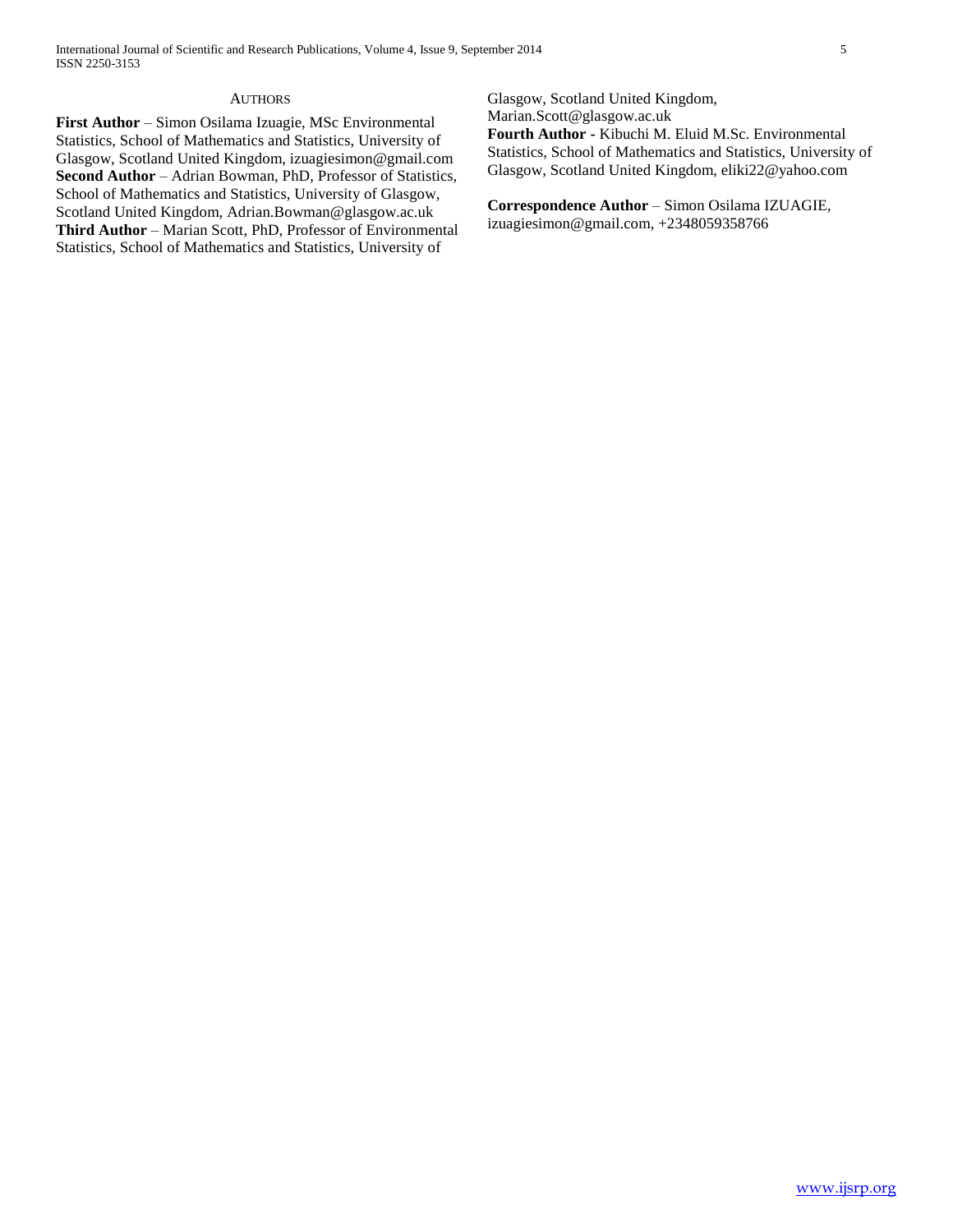## AUTHORS

**First Author** – Simon Osilama Izuagie, MSc Environmental Statistics, School of Mathematics and Statistics, University of Glasgow, Scotland United Kingdom, izuagiesimon@gmail.com

**Second Author** – Adrian Bowman, PhD, Professor of Statistics, School of Mathematics and Statistics, University of Glasgow, Scotland United Kingdom, Adrian.Bowman@glasgow.ac.uk

**Third Author** – Marian Scott, PhD, Professor of Environmental Statistics, School of Mathematics and Statistics, University of Glasgow, Scotland United Kingdom, Marian.Scott@glasgow.ac.uk

**Fourth Author -** Kibuchi M. Eluid M.Sc. Environmental Statistics, School of Mathematics and Statistics, University of Glasgow, Scotland United Kingdom, eliki22@yahoo.com

**Correspondence Author** – Simon Osilama IZUAGIE, izuagiesimon@gmail.com, +2348059358766